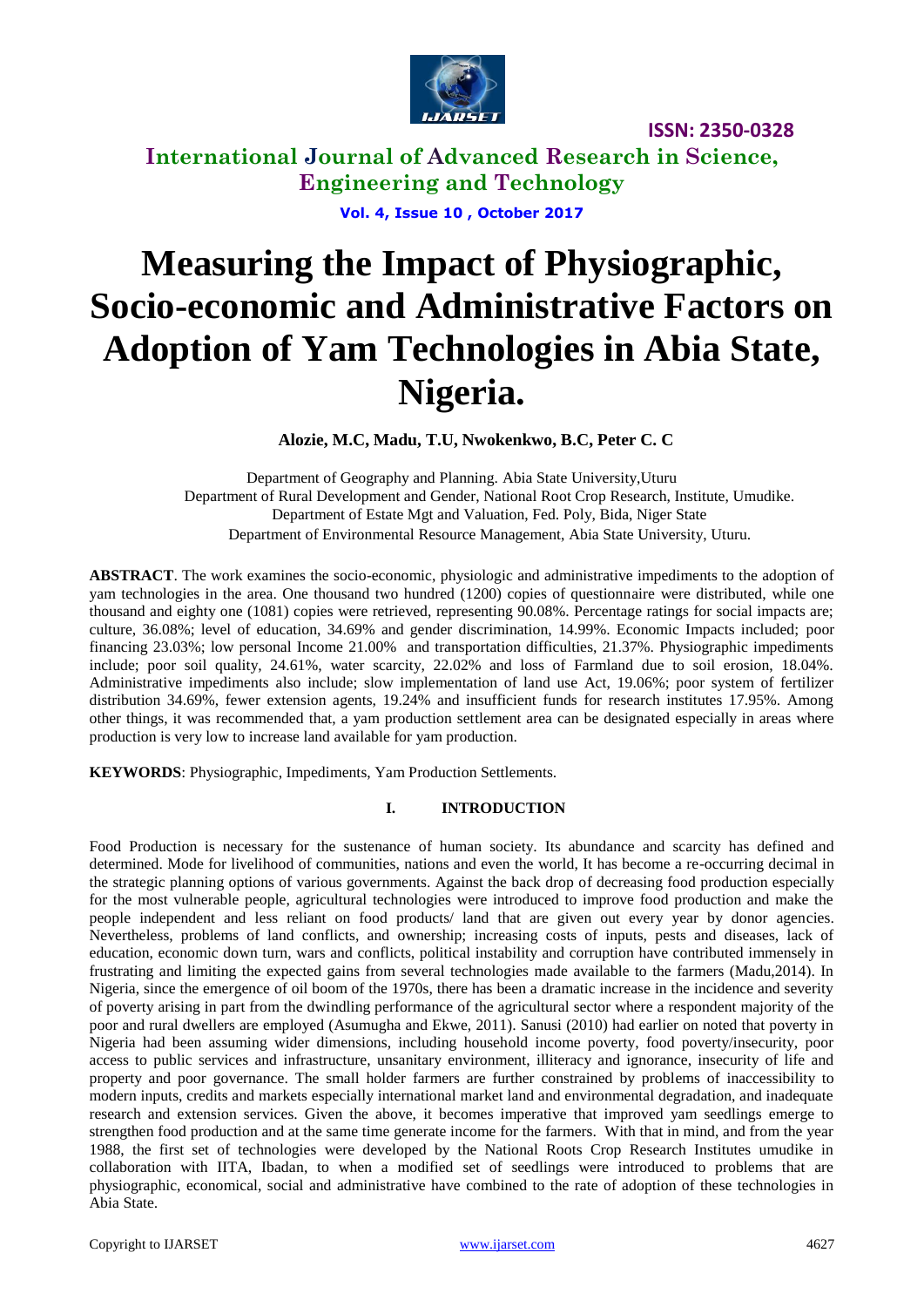# Measuring the Impact of Physiographic, Socio-economic and Administrative Factors on Adoption of Yam Technologies in Abia State, Nigeria.

**Alozie, M.C, Madu, T.U, Nwokenkwo, B.C, Peter C. C**

Department of Geography and Planning. Abia State University,Uturu
Department of Rural Development and Gender, National Root Crop Research, Institute, Umudike.
Department of Estate Mgt and Valuation, Fed. Poly, Bida, Niger State
Department of Environmental Resource Management, Abia State University, Uturu.

**ABSTRACT**. The work examines the socio-economic, physiologic and administrative impediments to the adoption of yam technologies in the area. One thousand two hundred (1200) copies of questionnaire were distributed, while one thousand and eighty one (1081) copies were retrieved, representing 90.08%. Percentage ratings for social impacts are; culture, 36.08%; level of education, 34.69% and gender discrimination, 14.99%. Economic Impacts included; poor financing 23.03%; low personal Income 21.00% and transportation difficulties, 21.37%. Physiographic impediments include; poor soil quality, 24.61%, water scarcity, 22.02% and loss of Farmland due to soil erosion, 18.04%. Administrative impediments also include; slow implementation of land use Act, 19.06%; poor system of fertilizer distribution 34.69%, fewer extension agents, 19.24% and insufficient funds for research institutes 17.95%. Among other things, it was recommended that, a yam production settlement area can be designated especially in areas where production is very low to increase land available for yam production.

**KEYWORDS**: Physiographic, Impediments, Yam Production Settlements.

## I. INTRODUCTION

Food Production is necessary for the sustenance of human society. Its abundance and scarcity has defined and determined. Mode for livelihood of communities, nations and even the world, It has become a re-occurring decimal in the strategic planning options of various governments. Against the back drop of decreasing food production especially for the most vulnerable people, agricultural technologies were introduced to improve food production and make the people independent and less reliant on food products/ land that are given out every year by donor agencies. Nevertheless, problems of land conflicts, and ownership; increasing costs of inputs, pests and diseases, lack of education, economic down turn, wars and conflicts, political instability and corruption have contributed immensely in frustrating and limiting the expected gains from several technologies made available to the farmers (Madu,2014). In Nigeria, since the emergence of oil boom of the 1970s, there has been a dramatic increase in the incidence and severity of poverty arising in part from the dwindling performance of the agricultural sector where a respondent majority of the poor and rural dwellers are employed (Asumugha and Ekwe, 2011). Sanusi (2010) had earlier on noted that poverty in Nigeria had been assuming wider dimensions, including household income poverty, food poverty/insecurity, poor access to public services and infrastructure, unsanitary environment, illiteracy and ignorance, insecurity of life and property and poor governance. The small holder farmers are further constrained by problems of inaccessibility to modern inputs, credits and markets especially international market land and environmental degradation, and inadequate research and extension services. Given the above, it becomes imperative that improved yam seedlings emerge to strengthen food production and at the same time generate income for the farmers. With that in mind, and from the year 1988, the first set of technologies were developed by the National Roots Crop Research Institutes umudike in collaboration with IITA, Ibadan, to when a modified set of seedlings were introduced to problems that are physiographic, economical, social and administrative have combined to the rate of adoption of these technologies in Abia State.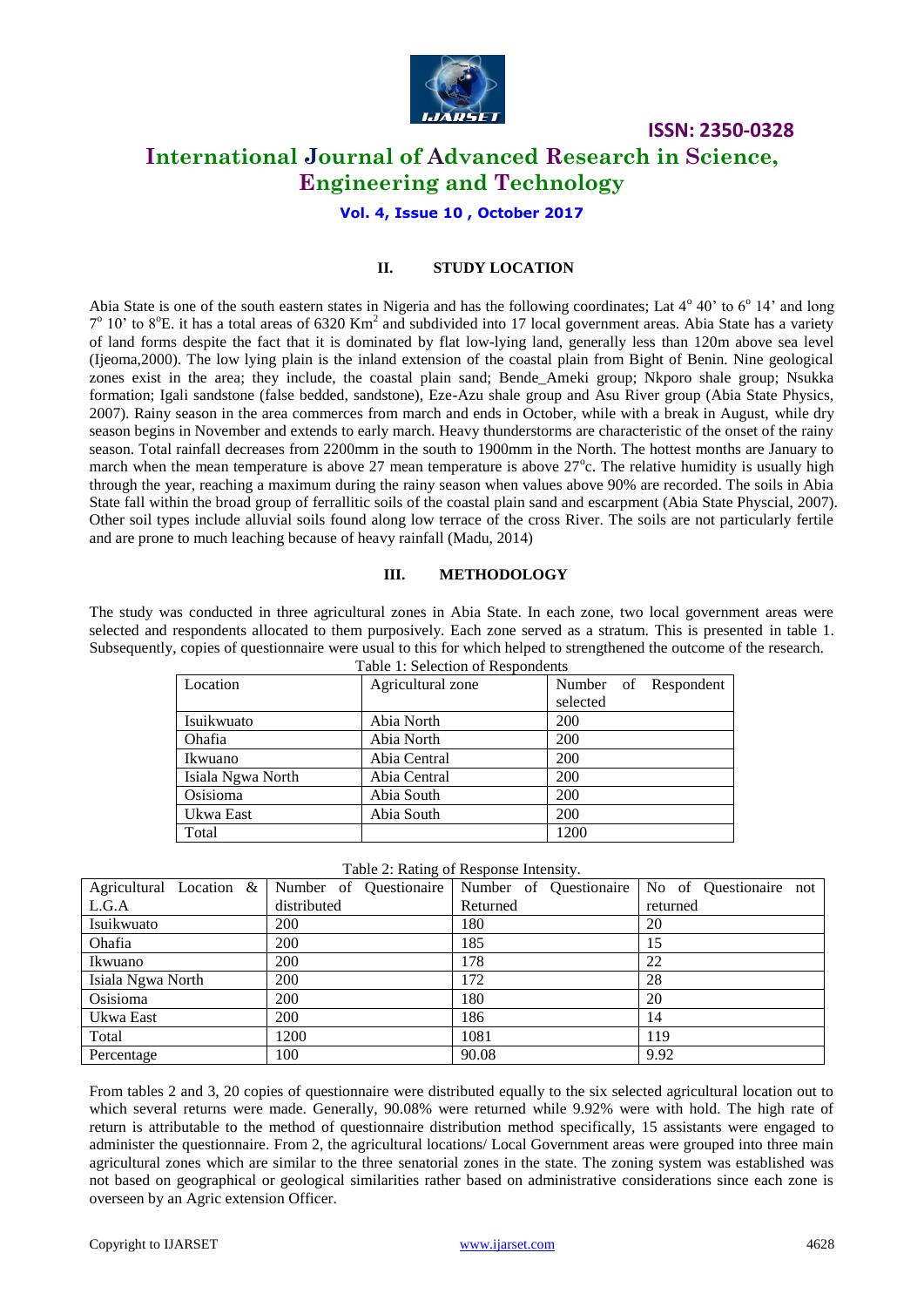## II. STUDY LOCATION

Abia State is one of the south eastern states in Nigeria and has the following coordinates; Lat $4^{o}$ 40' to $6^{o}$ 14' and long $7^{o}$ 10' to $8^{o}$E. it has a total areas of 6320 $Km^2$ and subdivided into 17 local government areas. Abia State has a variety of land forms despite the fact that it is dominated by flat low-lying land, generally less than 120m above sea level (Ijeoma,2000). The low lying plain is the inland extension of the coastal plain from Bight of Benin. Nine geological zones exist in the area; they include, the coastal plain sand; Bende_Ameki group; Nkporo shale group; Nsukka formation; Igali sandstone (false bedded, sandstone), Eze-Azu shale group and Asu River group (Abia State Physics, 2007). Rainy season in the area commerces from march and ends in October, while with a break in August, while dry season begins in November and extends to early march. Heavy thunderstorms are characteristic of the onset of the rainy season. Total rainfall decreases from 2200mm in the south to 1900mm in the North. The hottest months are January to march when the mean temperature is above 27 mean temperature is above $27^{o}$c. The relative humidity is usually high through the year, reaching a maximum during the rainy season when values above 90% are recorded. The soils in Abia State fall within the broad group of ferrallitic soils of the coastal plain sand and escarpment (Abia State Physcial, 2007). Other soil types include alluvial soils found along low terrace of the cross River. The soils are not particularly fertile and are prone to much leaching because of heavy rainfall (Madu, 2014)

## III. METHODOLOGY

The study was conducted in three agricultural zones in Abia State. In each zone, two local government areas were selected and respondents allocated to them purposively. Each zone served as a stratum. This is presented in table 1. Subsequently, copies of questionnaire were usual to this for which helped to strengthened the outcome of the research.

Table 1: Selection of Respondents

| Location | Agricultural zone | Number of Respondent selected |
|---|---|---|
| Isuikwuato | Abia North | 200 |
| Ohafia | Abia North | 200 |
| Ikwuano | Abia Central | 200 |
| Isiala Ngwa North | Abia Central | 200 |
| Osisioma | Abia South | 200 |
| Ukwa East | Abia South | 200 |
| Total | | 1200 |

Table 2: Rating of Response Intensity.

| Agricultural Location & L.G.A | Number of Questionaire distributed | Number of Questionaire Returned | No of Questionaire not returned |
|---|---|---|---|
| Isuikwuato | 200 | 180 | 20 |
| Ohafia | 200 | 185 | 15 |
| Ikwuano | 200 | 178 | 22 |
| Isiala Ngwa North | 200 | 172 | 28 |
| Osisioma | 200 | 180 | 20 |
| Ukwa East | 200 | 186 | 14 |
| Total | 1200 | 1081 | 119 |
| Percentage | 100 | 90.08 | 9.92 |

From tables 2 and 3, 20 copies of questionnaire were distributed equally to the six selected agricultural location out to which several returns were made. Generally, 90.08% were returned while 9.92% were with hold. The high rate of return is attributable to the method of questionnaire distribution method specifically, 15 assistants were engaged to administer the questionnaire. From 2, the agricultural locations/ Local Government areas were grouped into three main agricultural zones which are similar to the three senatorial zones in the state. The zoning system was established was not based on geographical or geological similarities rather based on administrative considerations since each zone is overseen by an Agric extension Officer.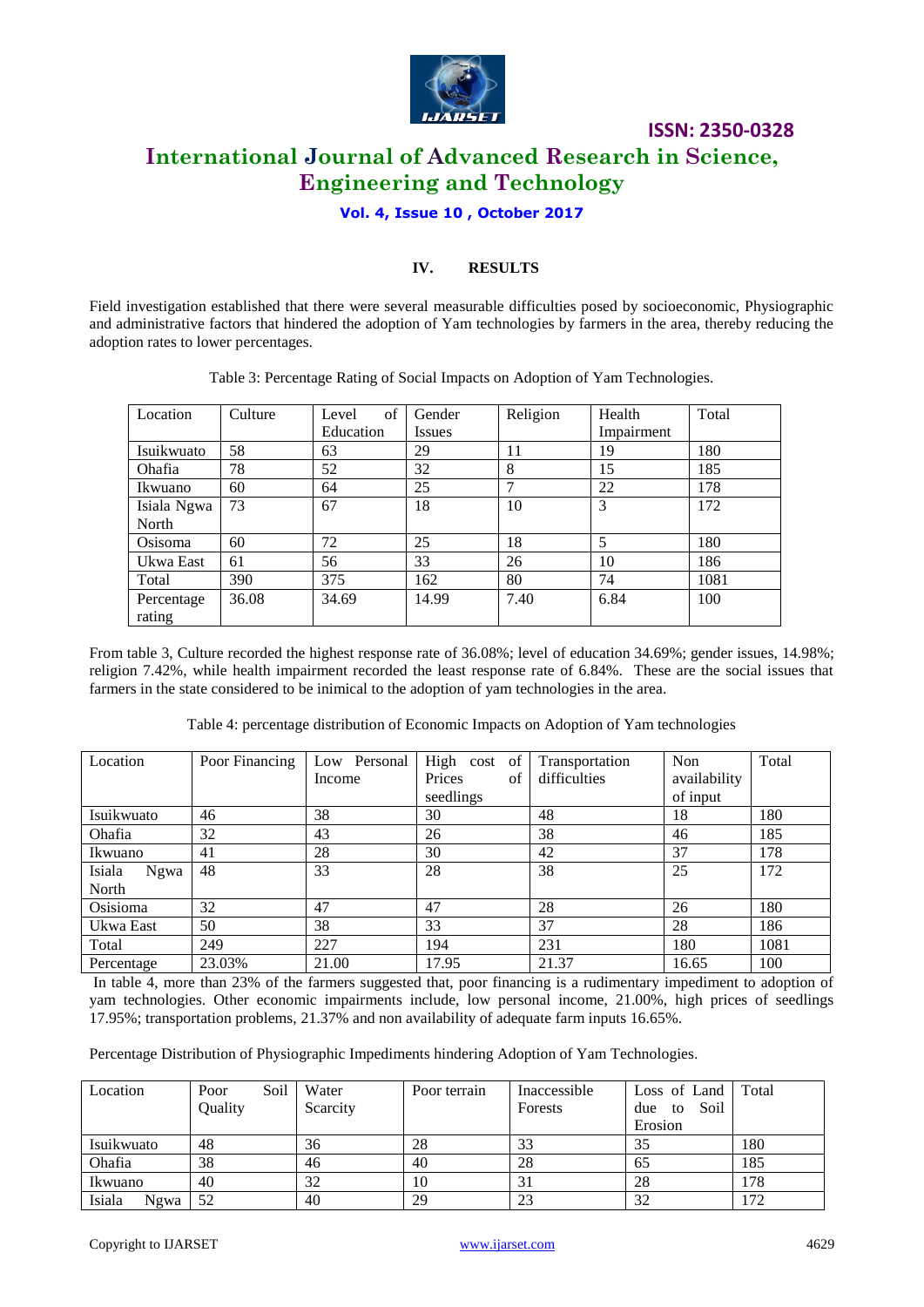## IV. RESULTS

Field investigation established that there were several measurable difficulties posed by socioeconomic, Physiographic and administrative factors that hindered the adoption of Yam technologies by farmers in the area, thereby reducing the adoption rates to lower percentages.

Table 3: Percentage Rating of Social Impacts on Adoption of Yam Technologies.

| Location | Culture | Level of Education | Gender Issues | Religion | Health Impairment | Total |
|---|---|---|---|---|---|---|
| Isuikwuato | 58 | 63 | 29 | 11 | 19 | 180 |
| Ohafia | 78 | 52 | 32 | 8 | 15 | 185 |
| Ikwuano | 60 | 64 | 25 | 7 | 22 | 178 |
| Isiala Ngwa North | 73 | 67 | 18 | 10 | 3 | 172 |
| Osisoma | 60 | 72 | 25 | 18 | 5 | 180 |
| Ukwa East | 61 | 56 | 33 | 26 | 10 | 186 |
| Total | 390 | 375 | 162 | 80 | 74 | 1081 |
| Percentage rating | 36.08 | 34.69 | 14.99 | 7.40 | 6.84 | 100 |

From table 3, Culture recorded the highest response rate of 36.08%; level of education 34.69%; gender issues, 14.98%; religion 7.42%, while health impairment recorded the least response rate of 6.84%. These are the social issues that farmers in the state considered to be inimical to the adoption of yam technologies in the area.

Table 4: percentage distribution of Economic Impacts on Adoption of Yam technologies

| Location | Poor Financing | Low Personal Income | High cost of Prices of seedlings | Transportation difficulties | Non availability of input | Total |
|---|---|---|---|---|---|---|
| Isuikwuato | 46 | 38 | 30 | 48 | 18 | 180 |
| Ohafia | 32 | 43 | 26 | 38 | 46 | 185 |
| Ikwuano | 41 | 28 | 30 | 42 | 37 | 178 |
| Isiala Ngwa North | 48 | 33 | 28 | 38 | 25 | 172 |
| Osisioma | 32 | 47 | 47 | 28 | 26 | 180 |
| Ukwa East | 50 | 38 | 33 | 37 | 28 | 186 |
| Total | 249 | 227 | 194 | 231 | 180 | 1081 |
| Percentage | 23.03% | 21.00 | 17.95 | 21.37 | 16.65 | 100 |

In table 4, more than 23% of the farmers suggested that, poor financing is a rudimentary impediment to adoption of yam technologies. Other economic impairments include, low personal income, 21.00%, high prices of seedlings 17.95%; transportation problems, 21.37% and non availability of adequate farm inputs 16.65%.

Percentage Distribution of Physiographic Impediments hindering Adoption of Yam Technologies.

| Location | Poor Soil Quality | Water Scarcity | Poor terrain | Inaccessible Forests | Loss of Land due to Soil Erosion | Total |
|---|---|---|---|---|---|---|
| Isuikwuato | 48 | 36 | 28 | 33 | 35 | 180 |
| Ohafia | 38 | 46 | 40 | 28 | 65 | 185 |
| Ikwuano | 40 | 32 | 10 | 31 | 28 | 178 |
| Isiala Ngwa | 52 | 40 | 29 | 23 | 32 | 172 |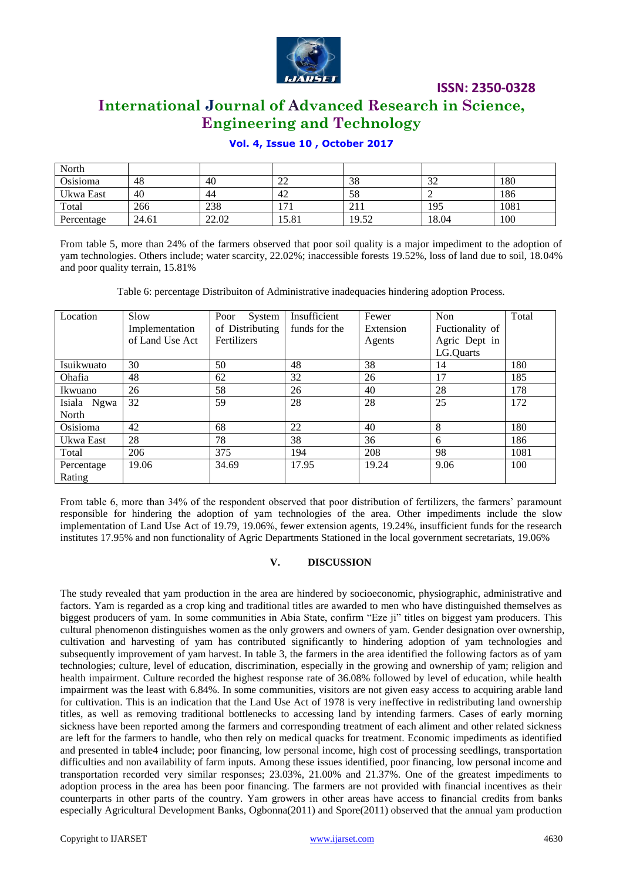| North | | | | | | |
|---|---|---|---|---|---|---|
| Osisioma | 48 | 40 | 22 | 38 | 32 | 180 |
| Ukwa East | 40 | 44 | 42 | 58 | 2 | 186 |
| Total | 266 | 238 | 171 | 211 | 195 | 1081 |
| Percentage | 24.61 | 22.02 | 15.81 | 19.52 | 18.04 | 100 |

From table 5, more than 24% of the farmers observed that poor soil quality is a major impediment to the adoption of yam technologies. Others include; water scarcity, 22.02%; inaccessible forests 19.52%, loss of land due to soil, 18.04% and poor quality terrain, 15.81%

Table 6: percentage Distribuiton of Administrative inadequacies hindering adoption Process.

| Location | Slow Implementation of Land Use Act | Poor System of Distributing Fertilizers | Insufficient funds for the | Fewer Extension Agents | Non Fuctionality of Agric Dept in LG.Quarts | Total |
|---|---|---|---|---|---|---|
| Isuikwuato | 30 | 50 | 48 | 38 | 14 | 180 |
| Ohafia | 48 | 62 | 32 | 26 | 17 | 185 |
| Ikwuano | 26 | 58 | 26 | 40 | 28 | 178 |
| Isiala Ngwa North | 32 | 59 | 28 | 28 | 25 | 172 |
| Osisioma | 42 | 68 | 22 | 40 | 8 | 180 |
| Ukwa East | 28 | 78 | 38 | 36 | 6 | 186 |
| Total | 206 | 375 | 194 | 208 | 98 | 1081 |
| Percentage Rating | 19.06 | 34.69 | 17.95 | 19.24 | 9.06 | 100 |

From table 6, more than 34% of the respondent observed that poor distribution of fertilizers, the farmers' paramount responsible for hindering the adoption of yam technologies of the area. Other impediments include the slow implementation of Land Use Act of 19.79, 19.06%, fewer extension agents, 19.24%, insufficient funds for the research institutes 17.95% and non functionality of Agric Departments Stationed in the local government secretariats, 19.06%

## V. DISCUSSION

The study revealed that yam production in the area are hindered by socioeconomic, physiographic, administrative and factors. Yam is regarded as a crop king and traditional titles are awarded to men who have distinguished themselves as biggest producers of yam. In some communities in Abia State, confirm "Eze ji" titles on biggest yam producers. This cultural phenomenon distinguishes women as the only growers and owners of yam. Gender designation over ownership, cultivation and harvesting of yam has contributed significantly to hindering adoption of yam technologies and subsequently improvement of yam harvest. In table 3, the farmers in the area identified the following factors as of yam technologies; culture, level of education, discrimination, especially in the growing and ownership of yam; religion and health impairment. Culture recorded the highest response rate of 36.08% followed by level of education, while health impairment was the least with 6.84%. In some communities, visitors are not given easy access to acquiring arable land for cultivation. This is an indication that the Land Use Act of 1978 is very ineffective in redistributing land ownership titles, as well as removing traditional bottlenecks to accessing land by intending farmers. Cases of early morning sickness have been reported among the farmers and corresponding treatment of each aliment and other related sickness are left for the farmers to handle, who then rely on medical quacks for treatment. Economic impediments as identified and presented in table4 include; poor financing, low personal income, high cost of processing seedlings, transportation difficulties and non availability of farm inputs. Among these issues identified, poor financing, low personal income and transportation recorded very similar responses; 23.03%, 21.00% and 21.37%. One of the greatest impediments to adoption process in the area has been poor financing. The farmers are not provided with financial incentives as their counterparts in other parts of the country. Yam growers in other areas have access to financial credits from banks especially Agricultural Development Banks, Ogbonna(2011) and Spore(2011) observed that the annual yam production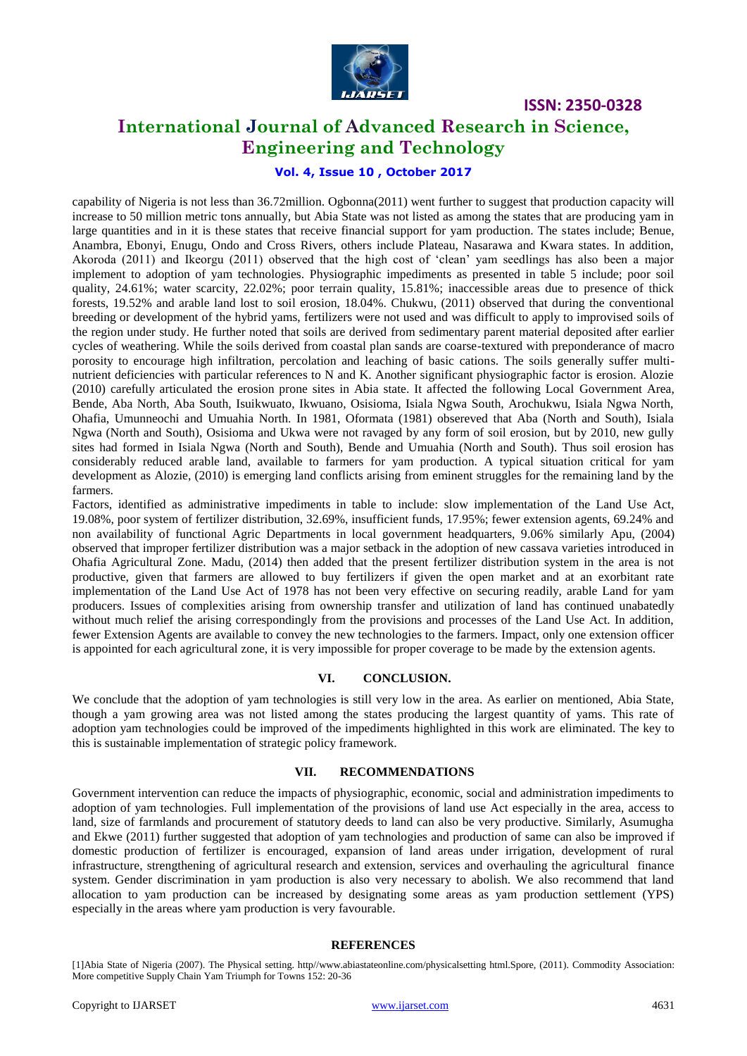capability of Nigeria is not less than 36.72million. Ogbonna(2011) went further to suggest that production capacity will increase to 50 million metric tons annually, but Abia State was not listed as among the states that are producing yam in large quantities and in it is these states that receive financial support for yam production. The states include; Benue, Anambra, Ebonyi, Enugu, Ondo and Cross Rivers, others include Plateau, Nasarawa and Kwara states. In addition, Akoroda (2011) and Ikeorgu (2011) observed that the high cost of 'clean' yam seedlings has also been a major implement to adoption of yam technologies. Physiographic impediments as presented in table 5 include; poor soil quality, 24.61%; water scarcity, 22.02%; poor terrain quality, 15.81%; inaccessible areas due to presence of thick forests, 19.52% and arable land lost to soil erosion, 18.04%. Chukwu, (2011) observed that during the conventional breeding or development of the hybrid yams, fertilizers were not used and was difficult to apply to improvised soils of the region under study. He further noted that soils are derived from sedimentary parent material deposited after earlier cycles of weathering. While the soils derived from coastal plan sands are coarse-textured with preponderance of macro porosity to encourage high infiltration, percolation and leaching of basic cations. The soils generally suffer multi-nutrient deficiencies with particular references to N and K. Another significant physiographic factor is erosion. Alozie (2010) carefully articulated the erosion prone sites in Abia state. It affected the following Local Government Area, Bende, Aba North, Aba South, Isuikwuato, Ikwuano, Osisioma, Isiala Ngwa South, Arochukwu, Isiala Ngwa North, Ohafia, Umunneochi and Umuahia North. In 1981, Oformata (1981) obsereved that Aba (North and South), Isiala Ngwa (North and South), Osisioma and Ukwa were not ravaged by any form of soil erosion, but by 2010, new gully sites had formed in Isiala Ngwa (North and South), Bende and Umuahia (North and South). Thus soil erosion has considerably reduced arable land, available to farmers for yam production. A typical situation critical for yam development as Alozie, (2010) is emerging land conflicts arising from eminent struggles for the remaining land by the farmers.

Factors, identified as administrative impediments in table to include: slow implementation of the Land Use Act, 19.08%, poor system of fertilizer distribution, 32.69%, insufficient funds, 17.95%; fewer extension agents, 69.24% and non availability of functional Agric Departments in local government headquarters, 9.06% similarly Apu, (2004) observed that improper fertilizer distribution was a major setback in the adoption of new cassava varieties introduced in Ohafia Agricultural Zone. Madu, (2014) then added that the present fertilizer distribution system in the area is not productive, given that farmers are allowed to buy fertilizers if given the open market and at an exorbitant rate implementation of the Land Use Act of 1978 has not been very effective on securing readily, arable Land for yam producers. Issues of complexities arising from ownership transfer and utilization of land has continued unabatedly without much relief the arising correspondingly from the provisions and processes of the Land Use Act. In addition, fewer Extension Agents are available to convey the new technologies to the farmers. Impact, only one extension officer is appointed for each agricultural zone, it is very impossible for proper coverage to be made by the extension agents.

## VI. CONCLUSION.

We conclude that the adoption of yam technologies is still very low in the area. As earlier on mentioned, Abia State, though a yam growing area was not listed among the states producing the largest quantity of yams. This rate of adoption yam technologies could be improved of the impediments highlighted in this work are eliminated. The key to this is sustainable implementation of strategic policy framework.

## VII. RECOMMENDATIONS

Government intervention can reduce the impacts of physiographic, economic, social and administration impediments to adoption of yam technologies. Full implementation of the provisions of land use Act especially in the area, access to land, size of farmlands and procurement of statutory deeds to land can also be very productive. Similarly, Asumugha and Ekwe (2011) further suggested that adoption of yam technologies and production of same can also be improved if domestic production of fertilizer is encouraged, expansion of land areas under irrigation, development of rural infrastructure, strengthening of agricultural research and extension, services and overhauling the agricultural finance system. Gender discrimination in yam production is also very necessary to abolish. We also recommend that land allocation to yam production can be increased by designating some areas as yam production settlement (YPS) especially in the areas where yam production is very favourable.

## REFERENCES

[1]Abia State of Nigeria (2007). The Physical setting. http//www.abiastateonline.com/physicalsetting html.Spore, (2011). Commodity Association: More competitive Supply Chain Yam Triumph for Towns 152: 20-36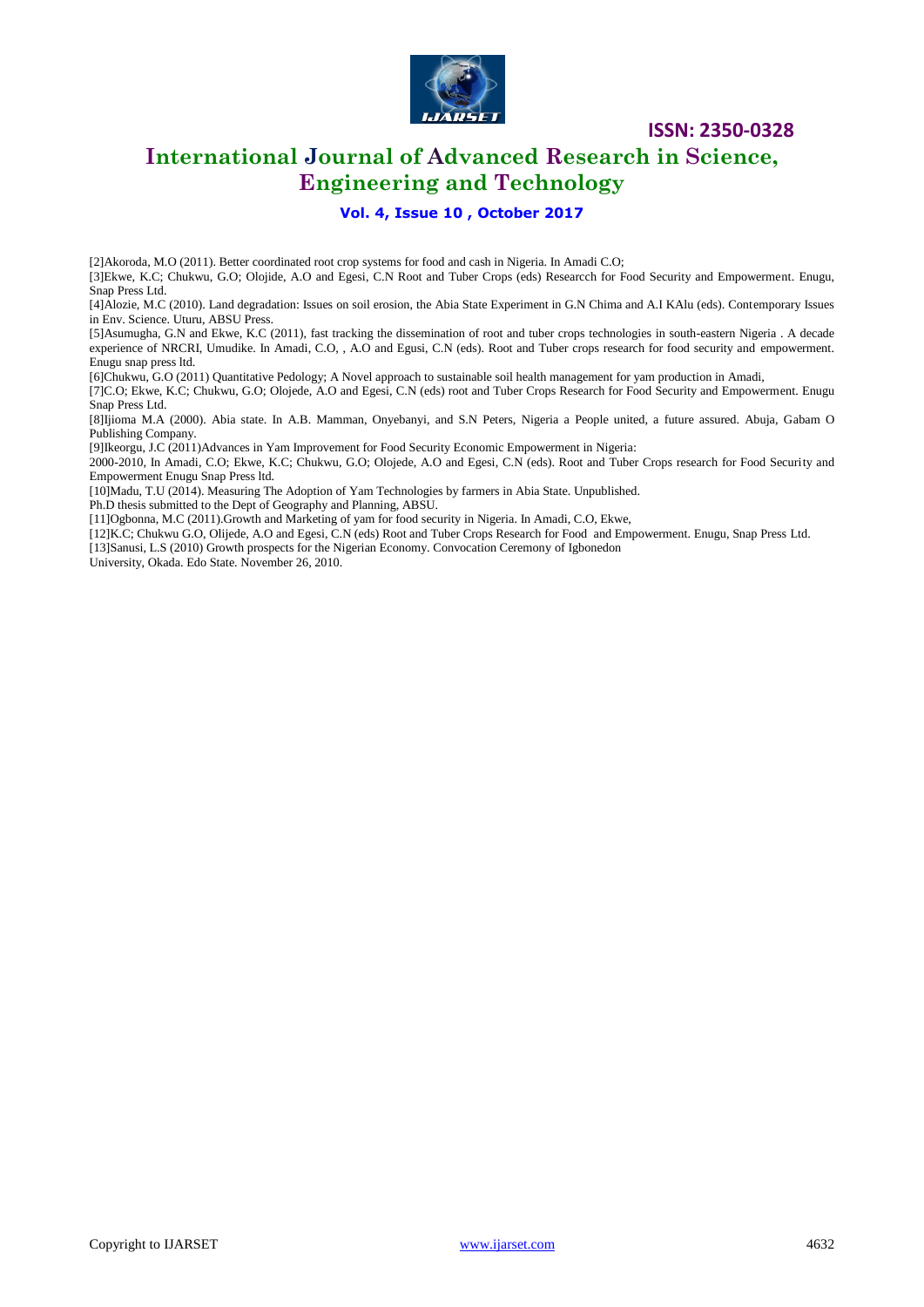[2]Akoroda, M.O (2011). Better coordinated root crop systems for food and cash in Nigeria. In Amadi C.O;

[3]Ekwe, K.C; Chukwu, G.O; Olojide, A.O and Egesi, C.N Root and Tuber Crops (eds) Researcch for Food Security and Empowerment. Enugu, Snap Press Ltd.

[4]Alozie, M.C (2010). Land degradation: Issues on soil erosion, the Abia State Experiment in G.N Chima and A.I KAlu (eds). Contemporary Issues in Env. Science. Uturu, ABSU Press.

[5]Asumugha, G.N and Ekwe, K.C (2011), fast tracking the dissemination of root and tuber crops technologies in south-eastern Nigeria . A decade experience of NRCRI, Umudike. In Amadi, C.O, , A.O and Egusi, C.N (eds). Root and Tuber crops research for food security and empowerment. Enugu snap press ltd.

[6]Chukwu, G.O (2011) Quantitative Pedology; A Novel approach to sustainable soil health management for yam production in Amadi,

[7]C.O; Ekwe, K.C; Chukwu, G.O; Olojede, A.O and Egesi, C.N (eds) root and Tuber Crops Research for Food Security and Empowerment. Enugu Snap Press Ltd.

[8]Ijioma M.A (2000). Abia state. In A.B. Mamman, Onyebanyi, and S.N Peters, Nigeria a People united, a future assured. Abuja, Gabam O Publishing Company.

[9]Ikeorgu, J.C (2011)Advances in Yam Improvement for Food Security Economic Empowerment in Nigeria:

2000-2010, In Amadi, C.O; Ekwe, K.C; Chukwu, G.O; Olojede, A.O and Egesi, C.N (eds). Root and Tuber Crops research for Food Security and Empowerment Enugu Snap Press ltd.

[10]Madu, T.U (2014). Measuring The Adoption of Yam Technologies by farmers in Abia State. Unpublished.

Ph.D thesis submitted to the Dept of Geography and Planning, ABSU.

[11]Ogbonna, M.C (2011).Growth and Marketing of yam for food security in Nigeria. In Amadi, C.O, Ekwe,

[12]K.C; Chukwu G.O, Olijede, A.O and Egesi, C.N (eds) Root and Tuber Crops Research for Food and Empowerment. Enugu, Snap Press Ltd.

[13]Sanusi, L.S (2010) Growth prospects for the Nigerian Economy. Convocation Ceremony of Igbonedon

University, Okada. Edo State. November 26, 2010.